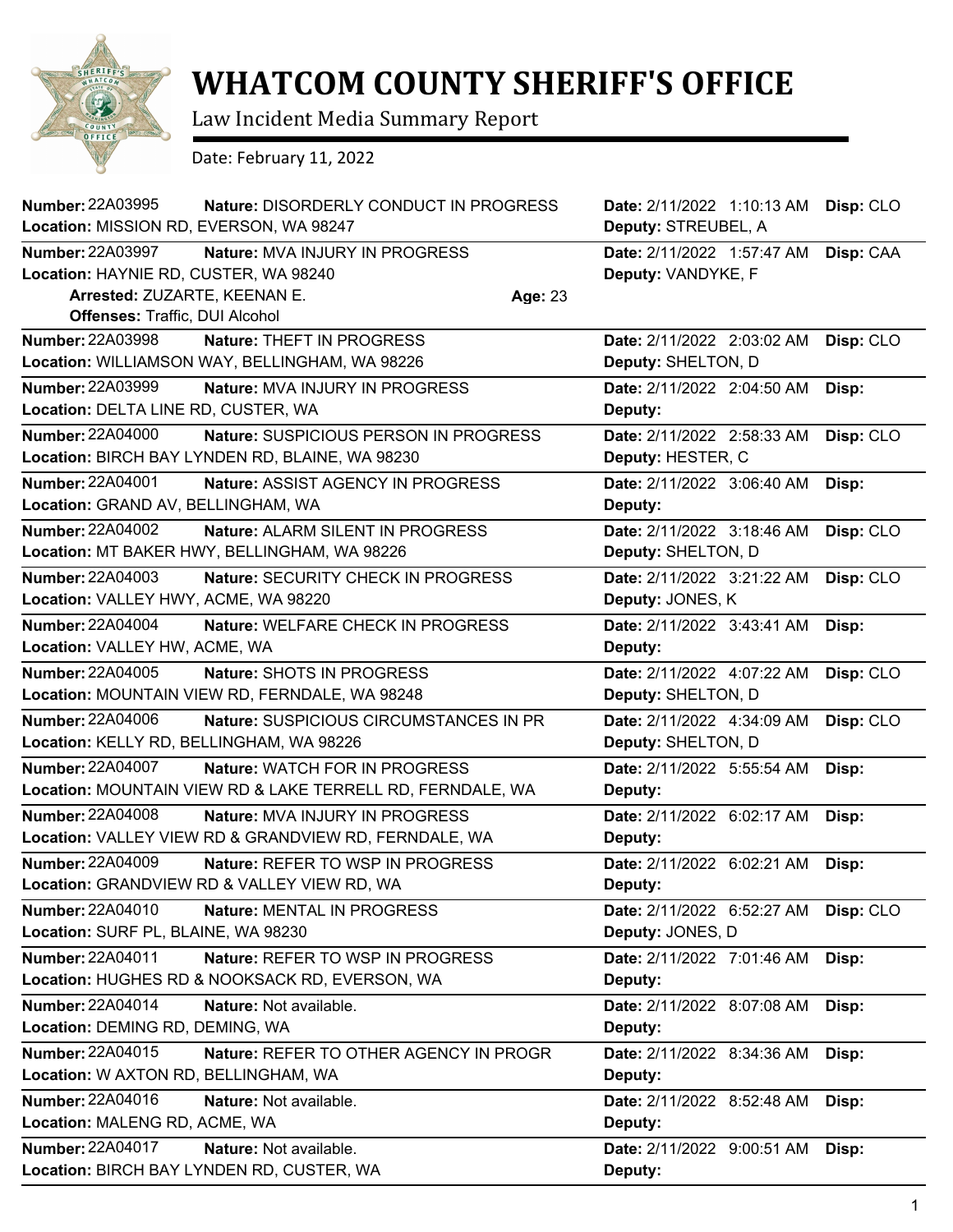# WHATCOM COUNTY SHERIFF'S OFFICE

Law Incident Media Summary Report

Date: February 11, 2022

**Number:** 22A03995 **Nature:** DISORDERLY CONDUCT IN PROGRESS **Date:** 2/11/2022 1:10:13 AM **Disp:** CLO
**Location:** MISSION RD, EVERSON, WA 98247 **Deputy:** STREUBEL, A

**Number:** 22A03997 **Nature:** MVA INJURY IN PROGRESS **Date:** 2/11/2022 1:57:47 AM **Disp:** CAA
**Location:** HAYNIE RD, CUSTER, WA 98240 **Deputy:** VANDYKE, F
**Arrested:** ZUZARTE, KEENAN E. **Age:** 23
**Offenses:** Traffic, DUI Alcohol

**Number:** 22A03998 **Nature:** THEFT IN PROGRESS **Date:** 2/11/2022 2:03:02 AM **Disp:** CLO
**Location:** WILLIAMSON WAY, BELLINGHAM, WA 98226 **Deputy:** SHELTON, D

**Number:** 22A03999 **Nature:** MVA INJURY IN PROGRESS **Date:** 2/11/2022 2:04:50 AM **Disp:**
**Location:** DELTA LINE RD, CUSTER, WA **Deputy:**

**Number:** 22A04000 **Nature:** SUSPICIOUS PERSON IN PROGRESS **Date:** 2/11/2022 2:58:33 AM **Disp:** CLO
**Location:** BIRCH BAY LYNDEN RD, BLAINE, WA 98230 **Deputy:** HESTER, C

**Number:** 22A04001 **Nature:** ASSIST AGENCY IN PROGRESS **Date:** 2/11/2022 3:06:40 AM **Disp:**
**Location:** GRAND AV, BELLINGHAM, WA **Deputy:**

**Number:** 22A04002 **Nature:** ALARM SILENT IN PROGRESS **Date:** 2/11/2022 3:18:46 AM **Disp:** CLO
**Location:** MT BAKER HWY, BELLINGHAM, WA 98226 **Deputy:** SHELTON, D

**Number:** 22A04003 **Nature:** SECURITY CHECK IN PROGRESS **Date:** 2/11/2022 3:21:22 AM **Disp:** CLO
**Location:** VALLEY HWY, ACME, WA 98220 **Deputy:** JONES, K

**Number:** 22A04004 **Nature:** WELFARE CHECK IN PROGRESS **Date:** 2/11/2022 3:43:41 AM **Disp:**
**Location:** VALLEY HW, ACME, WA **Deputy:**

**Number:** 22A04005 **Nature:** SHOTS IN PROGRESS **Date:** 2/11/2022 4:07:22 AM **Disp:** CLO
**Location:** MOUNTAIN VIEW RD, FERNDALE, WA 98248 **Deputy:** SHELTON, D

**Number:** 22A04006 **Nature:** SUSPICIOUS CIRCUMSTANCES IN PR **Date:** 2/11/2022 4:34:09 AM **Disp:** CLO
**Location:** KELLY RD, BELLINGHAM, WA 98226 **Deputy:** SHELTON, D

**Number:** 22A04007 **Nature:** WATCH FOR IN PROGRESS **Date:** 2/11/2022 5:55:54 AM **Disp:**
**Location:** MOUNTAIN VIEW RD & LAKE TERRELL RD, FERNDALE, WA **Deputy:**

**Number:** 22A04008 **Nature:** MVA INJURY IN PROGRESS **Date:** 2/11/2022 6:02:17 AM **Disp:**
**Location:** VALLEY VIEW RD & GRANDVIEW RD, FERNDALE, WA **Deputy:**

**Number:** 22A04009 **Nature:** REFER TO WSP IN PROGRESS **Date:** 2/11/2022 6:02:21 AM **Disp:**
**Location:** GRANDVIEW RD & VALLEY VIEW RD, WA **Deputy:**

**Number:** 22A04010 **Nature:** MENTAL IN PROGRESS **Date:** 2/11/2022 6:52:27 AM **Disp:** CLO
**Location:** SURF PL, BLAINE, WA 98230 **Deputy:** JONES, D

**Number:** 22A04011 **Nature:** REFER TO WSP IN PROGRESS **Date:** 2/11/2022 7:01:46 AM **Disp:**
**Location:** HUGHES RD & NOOKSACK RD, EVERSON, WA **Deputy:**

**Number:** 22A04014 **Nature:** Not available. **Date:** 2/11/2022 8:07:08 AM **Disp:**
**Location:** DEMING RD, DEMING, WA **Deputy:**

**Number:** 22A04015 **Nature:** REFER TO OTHER AGENCY IN PROGR **Date:** 2/11/2022 8:34:36 AM **Disp:**
**Location:** W AXTON RD, BELLINGHAM, WA **Deputy:**

**Number:** 22A04016 **Nature:** Not available. **Date:** 2/11/2022 8:52:48 AM **Disp:**
**Location:** MALENG RD, ACME, WA **Deputy:**

**Number:** 22A04017 **Nature:** Not available. **Date:** 2/11/2022 9:00:51 AM **Disp:**
**Location:** BIRCH BAY LYNDEN RD, CUSTER, WA **Deputy:**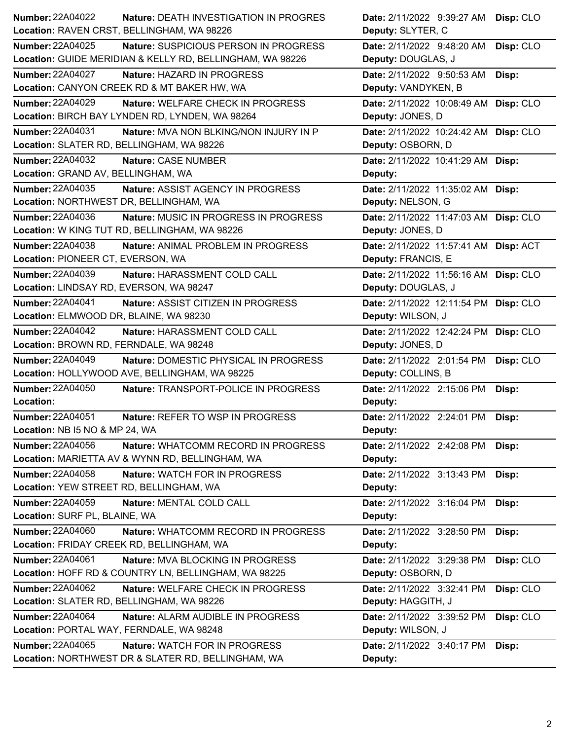**Number:** 22A04022 **Nature:** DEATH INVESTIGATION IN PROGRES **Date:** 2/11/2022 9:39:27 AM **Disp:** CLO
**Location:** RAVEN CRST, BELLINGHAM, WA 98226 **Deputy:** SLYTER, C

**Number:** 22A04025 **Nature:** SUSPICIOUS PERSON IN PROGRESS **Date:** 2/11/2022 9:48:20 AM **Disp:** CLO
**Location:** GUIDE MERIDIAN & KELLY RD, BELLINGHAM, WA 98226 **Deputy:** DOUGLAS, J

**Number:** 22A04027 **Nature:** HAZARD IN PROGRESS **Date:** 2/11/2022 9:50:53 AM **Disp:**
**Location:** CANYON CREEK RD & MT BAKER HW, WA **Deputy:** VANDYKEN, B

**Number:** 22A04029 **Nature:** WELFARE CHECK IN PROGRESS **Date:** 2/11/2022 10:08:49 AM **Disp:** CLO
**Location:** BIRCH BAY LYNDEN RD, LYNDEN, WA 98264 **Deputy:** JONES, D

**Number:** 22A04031 **Nature:** MVA NON BLKING/NON INJURY IN P **Date:** 2/11/2022 10:24:42 AM **Disp:** CLO
**Location:** SLATER RD, BELLINGHAM, WA 98226 **Deputy:** OSBORN, D

**Number:** 22A04032 **Nature:** CASE NUMBER **Date:** 2/11/2022 10:41:29 AM **Disp:**
**Location:** GRAND AV, BELLINGHAM, WA **Deputy:**

**Number:** 22A04035 **Nature:** ASSIST AGENCY IN PROGRESS **Date:** 2/11/2022 11:35:02 AM **Disp:**
**Location:** NORTHWEST DR, BELLINGHAM, WA **Deputy:** NELSON, G

**Number:** 22A04036 **Nature:** MUSIC IN PROGRESS IN PROGRESS **Date:** 2/11/2022 11:47:03 AM **Disp:** CLO
**Location:** W KING TUT RD, BELLINGHAM, WA 98226 **Deputy:** JONES, D

**Number:** 22A04038 **Nature:** ANIMAL PROBLEM IN PROGRESS **Date:** 2/11/2022 11:57:41 AM **Disp:** ACT
**Location:** PIONEER CT, EVERSON, WA **Deputy:** FRANCIS, E

**Number:** 22A04039 **Nature:** HARASSMENT COLD CALL **Date:** 2/11/2022 11:56:16 AM **Disp:** CLO
**Location:** LINDSAY RD, EVERSON, WA 98247 **Deputy:** DOUGLAS, J

**Number:** 22A04041 **Nature:** ASSIST CITIZEN IN PROGRESS **Date:** 2/11/2022 12:11:54 PM **Disp:** CLO
**Location:** ELMWOOD DR, BLAINE, WA 98230 **Deputy:** WILSON, J

**Number:** 22A04042 **Nature:** HARASSMENT COLD CALL **Date:** 2/11/2022 12:42:24 PM **Disp:** CLO
**Location:** BROWN RD, FERNDALE, WA 98248 **Deputy:** JONES, D

**Number:** 22A04049 **Nature:** DOMESTIC PHYSICAL IN PROGRESS **Date:** 2/11/2022 2:01:54 PM **Disp:** CLO
**Location:** HOLLYWOOD AVE, BELLINGHAM, WA 98225 **Deputy:** COLLINS, B

**Number:** 22A04050 **Nature:** TRANSPORT-POLICE IN PROGRESS **Date:** 2/11/2022 2:15:06 PM **Disp:**
**Location:** **Deputy:**

**Number:** 22A04051 **Nature:** REFER TO WSP IN PROGRESS **Date:** 2/11/2022 2:24:01 PM **Disp:**
**Location:** NB I5 NO & MP 24, WA **Deputy:**

**Number:** 22A04056 **Nature:** WHATCOMM RECORD IN PROGRESS **Date:** 2/11/2022 2:42:08 PM **Disp:**
**Location:** MARIETTA AV & WYNN RD, BELLINGHAM, WA **Deputy:**

**Number:** 22A04058 **Nature:** WATCH FOR IN PROGRESS **Date:** 2/11/2022 3:13:43 PM **Disp:**
**Location:** YEW STREET RD, BELLINGHAM, WA **Deputy:**

**Number:** 22A04059 **Nature:** MENTAL COLD CALL **Date:** 2/11/2022 3:16:04 PM **Disp:**
**Location:** SURF PL, BLAINE, WA **Deputy:**

**Number:** 22A04060 **Nature:** WHATCOMM RECORD IN PROGRESS **Date:** 2/11/2022 3:28:50 PM **Disp:**
**Location:** FRIDAY CREEK RD, BELLINGHAM, WA **Deputy:**

**Number:** 22A04061 **Nature:** MVA BLOCKING IN PROGRESS **Date:** 2/11/2022 3:29:38 PM **Disp:** CLO
**Location:** HOFF RD & COUNTRY LN, BELLINGHAM, WA 98225 **Deputy:** OSBORN, D

**Number:** 22A04062 **Nature:** WELFARE CHECK IN PROGRESS **Date:** 2/11/2022 3:32:41 PM **Disp:** CLO
**Location:** SLATER RD, BELLINGHAM, WA 98226 **Deputy:** HAGGITH, J

**Number:** 22A04064 **Nature:** ALARM AUDIBLE IN PROGRESS **Date:** 2/11/2022 3:39:52 PM **Disp:** CLO
**Location:** PORTAL WAY, FERNDALE, WA 98248 **Deputy:** WILSON, J

**Number:** 22A04065 **Nature:** WATCH FOR IN PROGRESS **Date:** 2/11/2022 3:40:17 PM **Disp:**
**Location:** NORTHWEST DR & SLATER RD, BELLINGHAM, WA **Deputy:**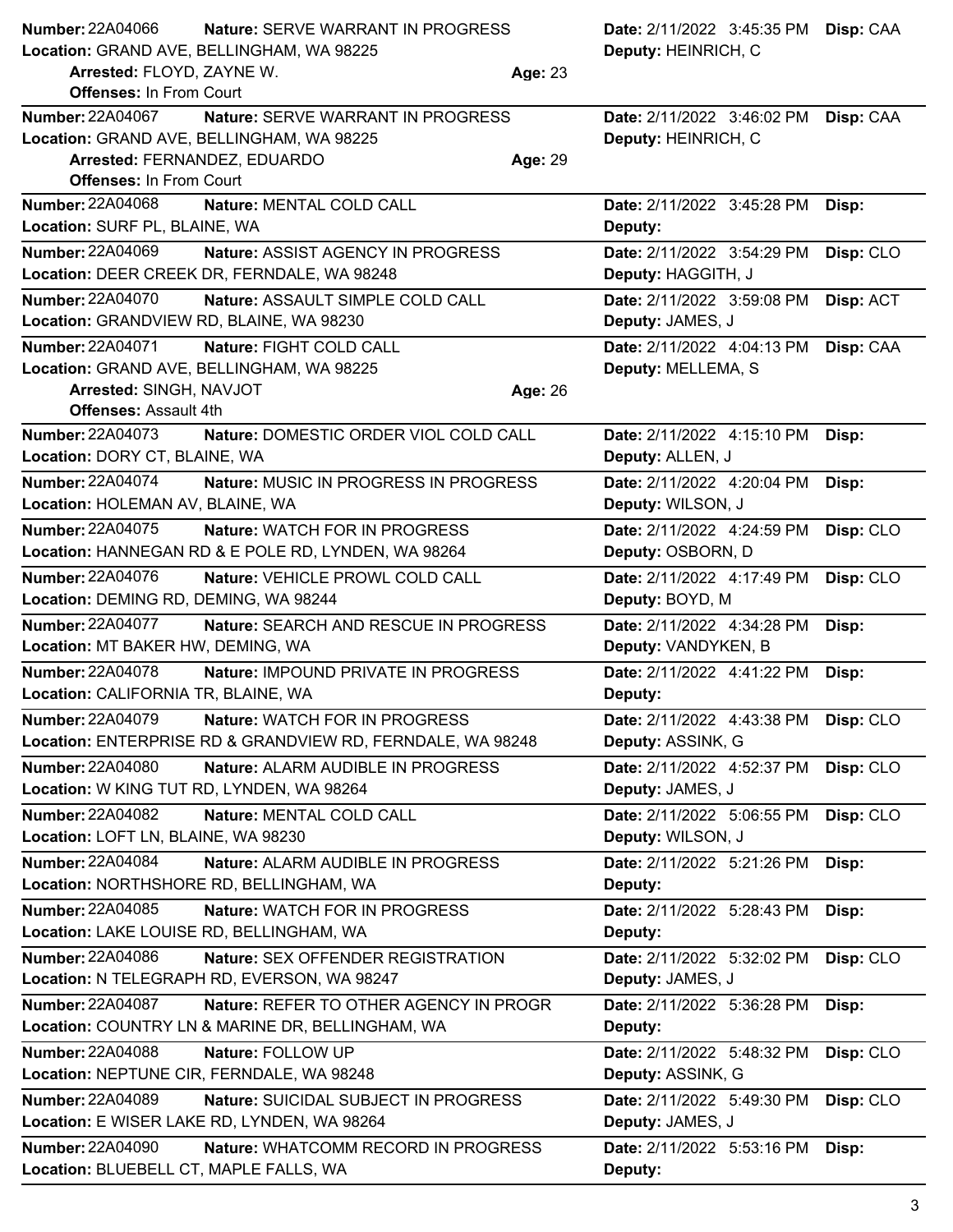**Number:** 22A04066 **Nature:** SERVE WARRANT IN PROGRESS **Date:** 2/11/2022 3:45:35 PM **Disp:** CAA
**Location:** GRAND AVE, BELLINGHAM, WA 98225 **Deputy:** HEINRICH, C
**Arrested:** FLOYD, ZAYNE W. **Age:** 23
**Offenses:** In From Court

---

**Number:** 22A04067 **Nature:** SERVE WARRANT IN PROGRESS **Date:** 2/11/2022 3:46:02 PM **Disp:** CAA
**Location:** GRAND AVE, BELLINGHAM, WA 98225 **Deputy:** HEINRICH, C
**Arrested:** FERNANDEZ, EDUARDO **Age:** 29
**Offenses:** In From Court

---

**Number:** 22A04068 **Nature:** MENTAL COLD CALL **Date:** 2/11/2022 3:45:28 PM **Disp:**
**Location:** SURF PL, BLAINE, WA **Deputy:**

---

**Number:** 22A04069 **Nature:** ASSIST AGENCY IN PROGRESS **Date:** 2/11/2022 3:54:29 PM **Disp:** CLO
**Location:** DEER CREEK DR, FERNDALE, WA 98248 **Deputy:** HAGGITH, J

---

**Number:** 22A04070 **Nature:** ASSAULT SIMPLE COLD CALL **Date:** 2/11/2022 3:59:08 PM **Disp:** ACT
**Location:** GRANDVIEW RD, BLAINE, WA 98230 **Deputy:** JAMES, J

---

**Number:** 22A04071 **Nature:** FIGHT COLD CALL **Date:** 2/11/2022 4:04:13 PM **Disp:** CAA
**Location:** GRAND AVE, BELLINGHAM, WA 98225 **Deputy:** MELLEMA, S
**Arrested:** SINGH, NAVJOT **Age:** 26
**Offenses:** Assault 4th

---

**Number:** 22A04073 **Nature:** DOMESTIC ORDER VIOL COLD CALL **Date:** 2/11/2022 4:15:10 PM **Disp:**
**Location:** DORY CT, BLAINE, WA **Deputy:** ALLEN, J

---

**Number:** 22A04074 **Nature:** MUSIC IN PROGRESS IN PROGRESS **Date:** 2/11/2022 4:20:04 PM **Disp:**
**Location:** HOLEMAN AV, BLAINE, WA **Deputy:** WILSON, J

---

**Number:** 22A04075 **Nature:** WATCH FOR IN PROGRESS **Date:** 2/11/2022 4:24:59 PM **Disp:** CLO
**Location:** HANNEGAN RD & E POLE RD, LYNDEN, WA 98264 **Deputy:** OSBORN, D

---

**Number:** 22A04076 **Nature:** VEHICLE PROWL COLD CALL **Date:** 2/11/2022 4:17:49 PM **Disp:** CLO
**Location:** DEMING RD, DEMING, WA 98244 **Deputy:** BOYD, M

---

**Number:** 22A04077 **Nature:** SEARCH AND RESCUE IN PROGRESS **Date:** 2/11/2022 4:34:28 PM **Disp:**
**Location:** MT BAKER HW, DEMING, WA **Deputy:** VANDYKEN, B

---

**Number:** 22A04078 **Nature:** IMPOUND PRIVATE IN PROGRESS **Date:** 2/11/2022 4:41:22 PM **Disp:**
**Location:** CALIFORNIA TR, BLAINE, WA **Deputy:**

---

**Number:** 22A04079 **Nature:** WATCH FOR IN PROGRESS **Date:** 2/11/2022 4:43:38 PM **Disp:** CLO
**Location:** ENTERPRISE RD & GRANDVIEW RD, FERNDALE, WA 98248 **Deputy:** ASSINK, G

---

**Number:** 22A04080 **Nature:** ALARM AUDIBLE IN PROGRESS **Date:** 2/11/2022 4:52:37 PM **Disp:** CLO
**Location:** W KING TUT RD, LYNDEN, WA 98264 **Deputy:** JAMES, J

---

**Number:** 22A04082 **Nature:** MENTAL COLD CALL **Date:** 2/11/2022 5:06:55 PM **Disp:** CLO
**Location:** LOFT LN, BLAINE, WA 98230 **Deputy:** WILSON, J

---

**Number:** 22A04084 **Nature:** ALARM AUDIBLE IN PROGRESS **Date:** 2/11/2022 5:21:26 PM **Disp:**
**Location:** NORTHSHORE RD, BELLINGHAM, WA **Deputy:**

---

**Number:** 22A04085 **Nature:** WATCH FOR IN PROGRESS **Date:** 2/11/2022 5:28:43 PM **Disp:**
**Location:** LAKE LOUISE RD, BELLINGHAM, WA **Deputy:**

---

**Number:** 22A04086 **Nature:** SEX OFFENDER REGISTRATION **Date:** 2/11/2022 5:32:02 PM **Disp:** CLO
**Location:** N TELEGRAPH RD, EVERSON, WA 98247 **Deputy:** JAMES, J

---

**Number:** 22A04087 **Nature:** REFER TO OTHER AGENCY IN PROGR **Date:** 2/11/2022 5:36:28 PM **Disp:**
**Location:** COUNTRY LN & MARINE DR, BELLINGHAM, WA **Deputy:**

---

**Number:** 22A04088 **Nature:** FOLLOW UP **Date:** 2/11/2022 5:48:32 PM **Disp:** CLO
**Location:** NEPTUNE CIR, FERNDALE, WA 98248 **Deputy:** ASSINK, G

---

**Number:** 22A04089 **Nature:** SUICIDAL SUBJECT IN PROGRESS **Date:** 2/11/2022 5:49:30 PM **Disp:** CLO
**Location:** E WISER LAKE RD, LYNDEN, WA 98264 **Deputy:** JAMES, J

---

**Number:** 22A04090 **Nature:** WHATCOMM RECORD IN PROGRESS **Date:** 2/11/2022 5:53:16 PM **Disp:**
**Location:** BLUEBELL CT, MAPLE FALLS, WA **Deputy:**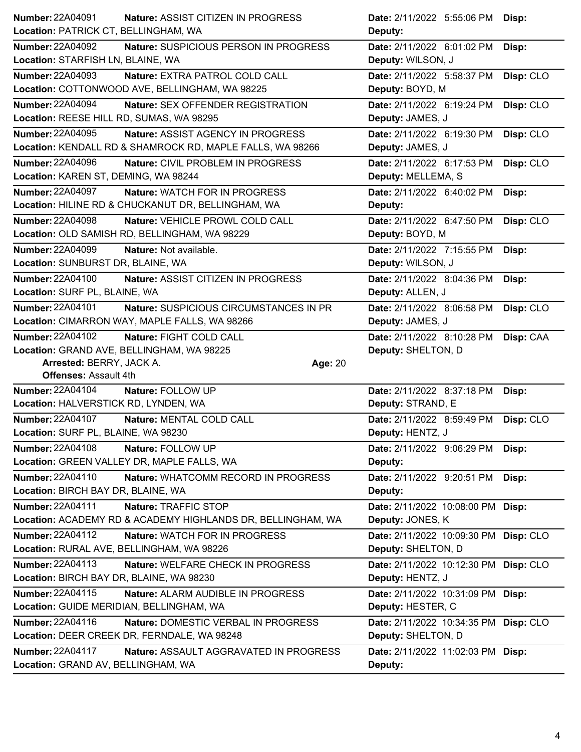**Number:** 22A04091 **Nature:** ASSIST CITIZEN IN PROGRESS **Date:** 2/11/2022 5:55:06 PM **Disp:**
**Location:** PATRICK CT, BELLINGHAM, WA **Deputy:**

---

**Number:** 22A04092 **Nature:** SUSPICIOUS PERSON IN PROGRESS **Date:** 2/11/2022 6:01:02 PM **Disp:**
**Location:** STARFISH LN, BLAINE, WA **Deputy:** WILSON, J

---

**Number:** 22A04093 **Nature:** EXTRA PATROL COLD CALL **Date:** 2/11/2022 5:58:37 PM **Disp:** CLO
**Location:** COTTONWOOD AVE, BELLINGHAM, WA 98225 **Deputy:** BOYD, M

---

**Number:** 22A04094 **Nature:** SEX OFFENDER REGISTRATION **Date:** 2/11/2022 6:19:24 PM **Disp:** CLO
**Location:** REESE HILL RD, SUMAS, WA 98295 **Deputy:** JAMES, J

---

**Number:** 22A04095 **Nature:** ASSIST AGENCY IN PROGRESS **Date:** 2/11/2022 6:19:30 PM **Disp:** CLO
**Location:** KENDALL RD & SHAMROCK RD, MAPLE FALLS, WA 98266 **Deputy:** JAMES, J

---

**Number:** 22A04096 **Nature:** CIVIL PROBLEM IN PROGRESS **Date:** 2/11/2022 6:17:53 PM **Disp:** CLO
**Location:** KAREN ST, DEMING, WA 98244 **Deputy:** MELLEMA, S

---

**Number:** 22A04097 **Nature:** WATCH FOR IN PROGRESS **Date:** 2/11/2022 6:40:02 PM **Disp:**
**Location:** HILINE RD & CHUCKANUT DR, BELLINGHAM, WA **Deputy:**

---

**Number:** 22A04098 **Nature:** VEHICLE PROWL COLD CALL **Date:** 2/11/2022 6:47:50 PM **Disp:** CLO
**Location:** OLD SAMISH RD, BELLINGHAM, WA 98229 **Deputy:** BOYD, M

---

**Number:** 22A04099 **Nature:** Not available. **Date:** 2/11/2022 7:15:55 PM **Disp:**
**Location:** SUNBURST DR, BLAINE, WA **Deputy:** WILSON, J

---

**Number:** 22A04100 **Nature:** ASSIST CITIZEN IN PROGRESS **Date:** 2/11/2022 8:04:36 PM **Disp:**
**Location:** SURF PL, BLAINE, WA **Deputy:** ALLEN, J

---

**Number:** 22A04101 **Nature:** SUSPICIOUS CIRCUMSTANCES IN PR **Date:** 2/11/2022 8:06:58 PM **Disp:** CLO
**Location:** CIMARRON WAY, MAPLE FALLS, WA 98266 **Deputy:** JAMES, J

---

**Number:** 22A04102 **Nature:** FIGHT COLD CALL **Date:** 2/11/2022 8:10:28 PM **Disp:** CAA
**Location:** GRAND AVE, BELLINGHAM, WA 98225 **Deputy:** SHELTON, D
**Arrested:** BERRY, JACK A. **Age:** 20
**Offenses:** Assault 4th

---

**Number:** 22A04104 **Nature:** FOLLOW UP **Date:** 2/11/2022 8:37:18 PM **Disp:**
**Location:** HALVERSTICK RD, LYNDEN, WA **Deputy:** STRAND, E

---

**Number:** 22A04107 **Nature:** MENTAL COLD CALL **Date:** 2/11/2022 8:59:49 PM **Disp:** CLO
**Location:** SURF PL, BLAINE, WA 98230 **Deputy:** HENTZ, J

---

**Number:** 22A04108 **Nature:** FOLLOW UP **Date:** 2/11/2022 9:06:29 PM **Disp:**
**Location:** GREEN VALLEY DR, MAPLE FALLS, WA **Deputy:**

---

**Number:** 22A04110 **Nature:** WHATCOMM RECORD IN PROGRESS **Date:** 2/11/2022 9:20:51 PM **Disp:**
**Location:** BIRCH BAY DR, BLAINE, WA **Deputy:**

---

**Number:** 22A04111 **Nature:** TRAFFIC STOP **Date:** 2/11/2022 10:08:00 PM **Disp:**
**Location:** ACADEMY RD & ACADEMY HIGHLANDS DR, BELLINGHAM, WA **Deputy:** JONES, K

---

**Number:** 22A04112 **Nature:** WATCH FOR IN PROGRESS **Date:** 2/11/2022 10:09:30 PM **Disp:** CLO
**Location:** RURAL AVE, BELLINGHAM, WA 98226 **Deputy:** SHELTON, D

---

**Number:** 22A04113 **Nature:** WELFARE CHECK IN PROGRESS **Date:** 2/11/2022 10:12:30 PM **Disp:** CLO
**Location:** BIRCH BAY DR, BLAINE, WA 98230 **Deputy:** HENTZ, J

---

**Number:** 22A04115 **Nature:** ALARM AUDIBLE IN PROGRESS **Date:** 2/11/2022 10:31:09 PM **Disp:**
**Location:** GUIDE MERIDIAN, BELLINGHAM, WA **Deputy:** HESTER, C

---

**Number:** 22A04116 **Nature:** DOMESTIC VERBAL IN PROGRESS **Date:** 2/11/2022 10:34:35 PM **Disp:** CLO
**Location:** DEER CREEK DR, FERNDALE, WA 98248 **Deputy:** SHELTON, D

---

**Number:** 22A04117 **Nature:** ASSAULT AGGRAVATED IN PROGRESS **Date:** 2/11/2022 11:02:03 PM **Disp:**
**Location:** GRAND AV, BELLINGHAM, WA **Deputy:**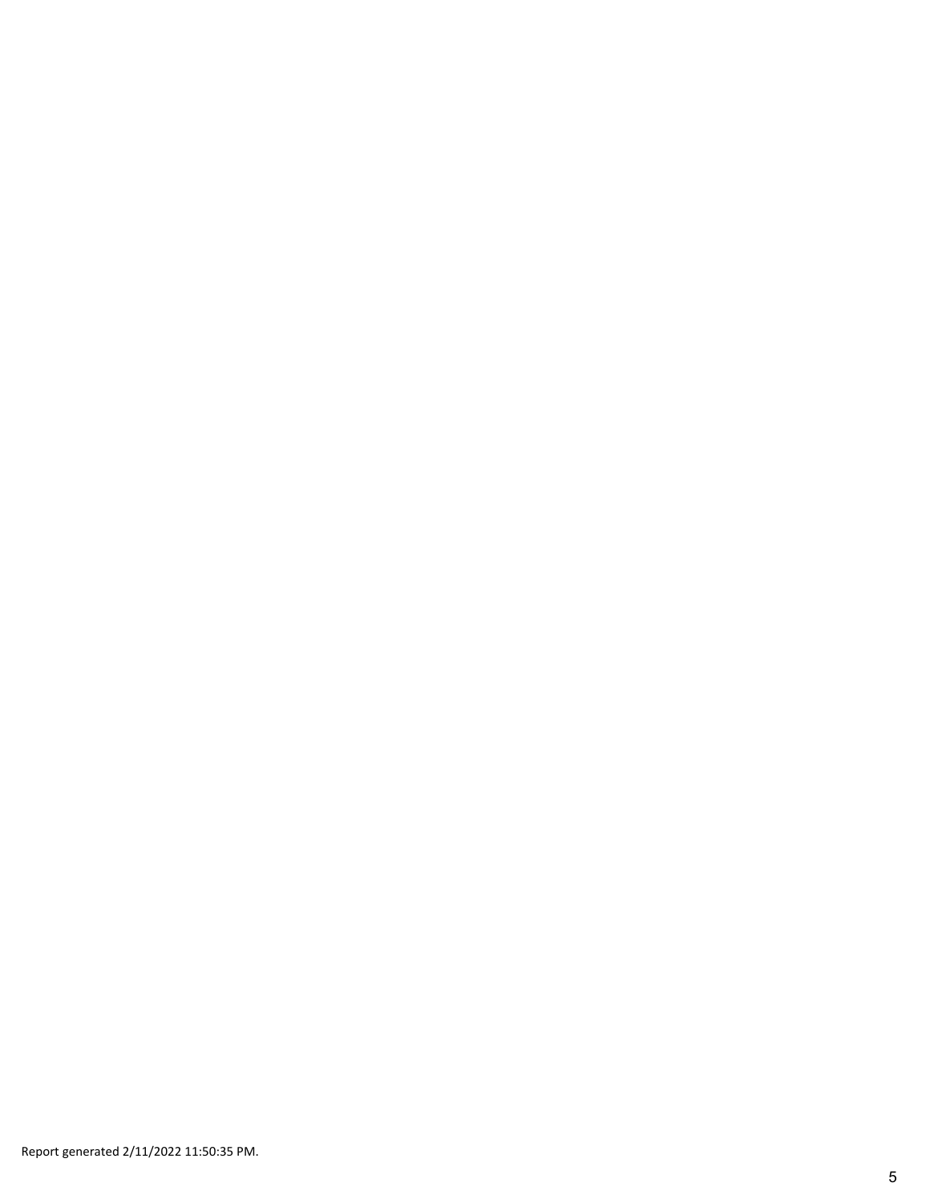Report generated 2/11/2022 11:50:35 PM.